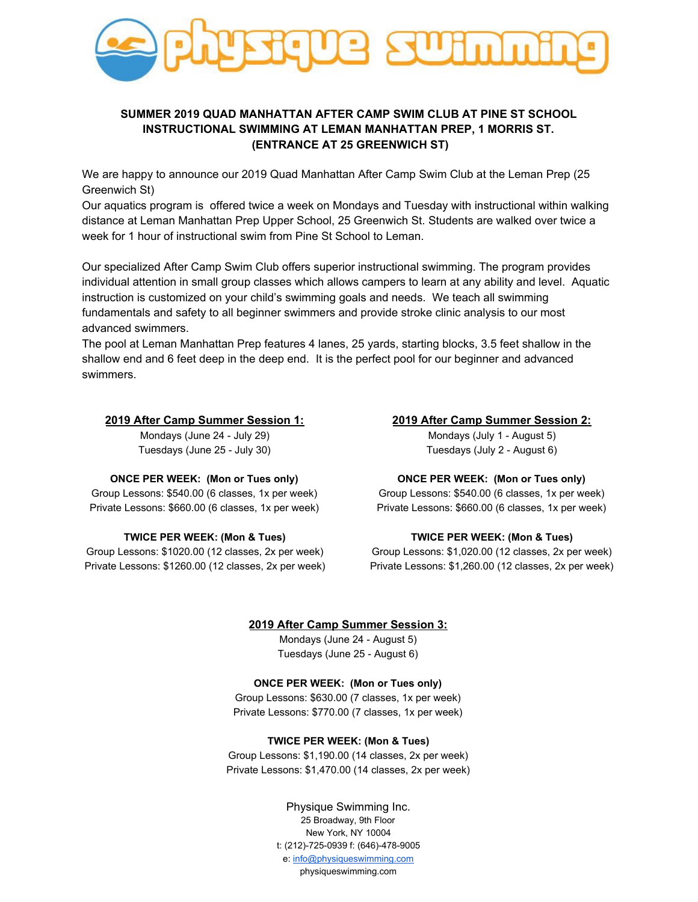# physique swimming

**SUMMER 2019 QUAD MANHATTAN AFTER CAMP SWIM CLUB AT PINE ST SCHOOL**
**INSTRUCTIONAL SWIMMING AT LEMAN MANHATTAN PREP, 1 MORRIS ST.**
**(ENTRANCE AT 25 GREENWICH ST)**

We are happy to announce our 2019 Quad Manhattan After Camp Swim Club at the Leman Prep (25 Greenwich St)
Our aquatics program is offered twice a week on Mondays and Tuesday with instructional within walking distance at Leman Manhattan Prep Upper School, 25 Greenwich St. Students are walked over twice a week for 1 hour of instructional swim from Pine St School to Leman.

Our specialized After Camp Swim Club offers superior instructional swimming. The program provides individual attention in small group classes which allows campers to learn at any ability and level. Aquatic instruction is customized on your child's swimming goals and needs. We teach all swimming fundamentals and safety to all beginner swimmers and provide stroke clinic analysis to our most advanced swimmers.
The pool at Leman Manhattan Prep features 4 lanes, 25 yards, starting blocks, 3.5 feet shallow in the shallow end and 6 feet deep in the deep end. It is the perfect pool for our beginner and advanced swimmers.

**2019 After Camp Summer Session 1:**
Mondays (June 24 - July 29)
Tuesdays (June 25 - July 30)

**ONCE PER WEEK: (Mon or Tues only)**
Group Lessons: $540.00 (6 classes, 1x per week)
Private Lessons: $660.00 (6 classes, 1x per week)

**TWICE PER WEEK: (Mon & Tues)**
Group Lessons: $1020.00 (12 classes, 2x per week)
Private Lessons: $1260.00 (12 classes, 2x per week)

**2019 After Camp Summer Session 2:**
Mondays (July 1 - August 5)
Tuesdays (July 2 - August 6)

**ONCE PER WEEK: (Mon or Tues only)**
Group Lessons: $540.00 (6 classes, 1x per week)
Private Lessons: $660.00 (6 classes, 1x per week)

**TWICE PER WEEK: (Mon & Tues)**
Group Lessons: $1,020.00 (12 classes, 2x per week)
Private Lessons: $1,260.00 (12 classes, 2x per week)

**2019 After Camp Summer Session 3:**
Mondays (June 24 - August 5)
Tuesdays (June 25 - August 6)

**ONCE PER WEEK: (Mon or Tues only)**
Group Lessons: $630.00 (7 classes, 1x per week)
Private Lessons: $770.00 (7 classes, 1x per week)

**TWICE PER WEEK: (Mon & Tues)**
Group Lessons: $1,190.00 (14 classes, 2x per week)
Private Lessons: $1,470.00 (14 classes, 2x per week)

Physique Swimming Inc.
25 Broadway, 9th Floor
New York, NY 10004
t: (212)-725-0939 f: (646)-478-9005
e: info@physiqueswimming.com
physiqueswimming.com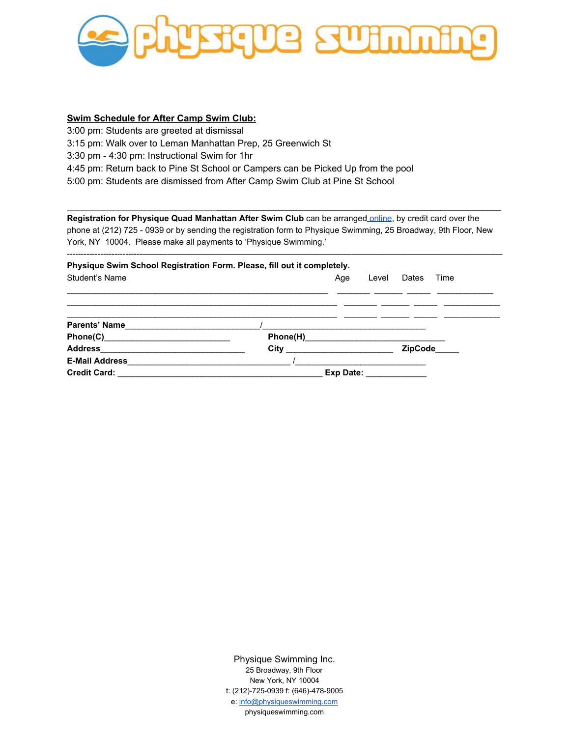**Swim Schedule for After Camp Swim Club:**

3:00 pm: Students are greeted at dismissal
3:15 pm: Walk over to Leman Manhattan Prep, 25 Greenwich St
3:30 pm - 4:30 pm: Instructional Swim for 1hr
4:45 pm: Return back to Pine St School or Campers can be Picked Up from the pool
5:00 pm: Students are dismissed from After Camp Swim Club at Pine St School

---

**Registration for Physique Quad Manhattan After Swim Club** can be arranged online, by credit card over the phone at (212) 725 - 0939 or by sending the registration form to Physique Swimming, 25 Broadway, 9th Floor, New York, NY 10004. Please make all payments to 'Physique Swimming.'

---

**Physique Swim School Registration Form. Please, fill out it completely.**

| Student's Name | Age | Level | Dates | Time |
|---|---|---|---|---|
| ______________________________ | _______ | ______ | _____ | ____________ |
| ______________________________ | _______ | ______ | _____ | ____________ |
| ______________________________ | _______ | ______ | _____ | ____________ |

**Parents' Name**____________________________/___________________________________

**Phone(C)**___________________________ **Phone(H)**______________________________

**Address**________________________________ **City** _______________________ **ZipCode**_____

**E-Mail Address**___________________________________/____________________________

**Credit Card:** _____________________________________________ **Exp Date:** _____________

Physique Swimming Inc.
25 Broadway, 9th Floor
New York, NY 10004
t: (212)-725-0939 f: (646)-478-9005
e: info@physiqueswimming.com
physiqueswimming.com